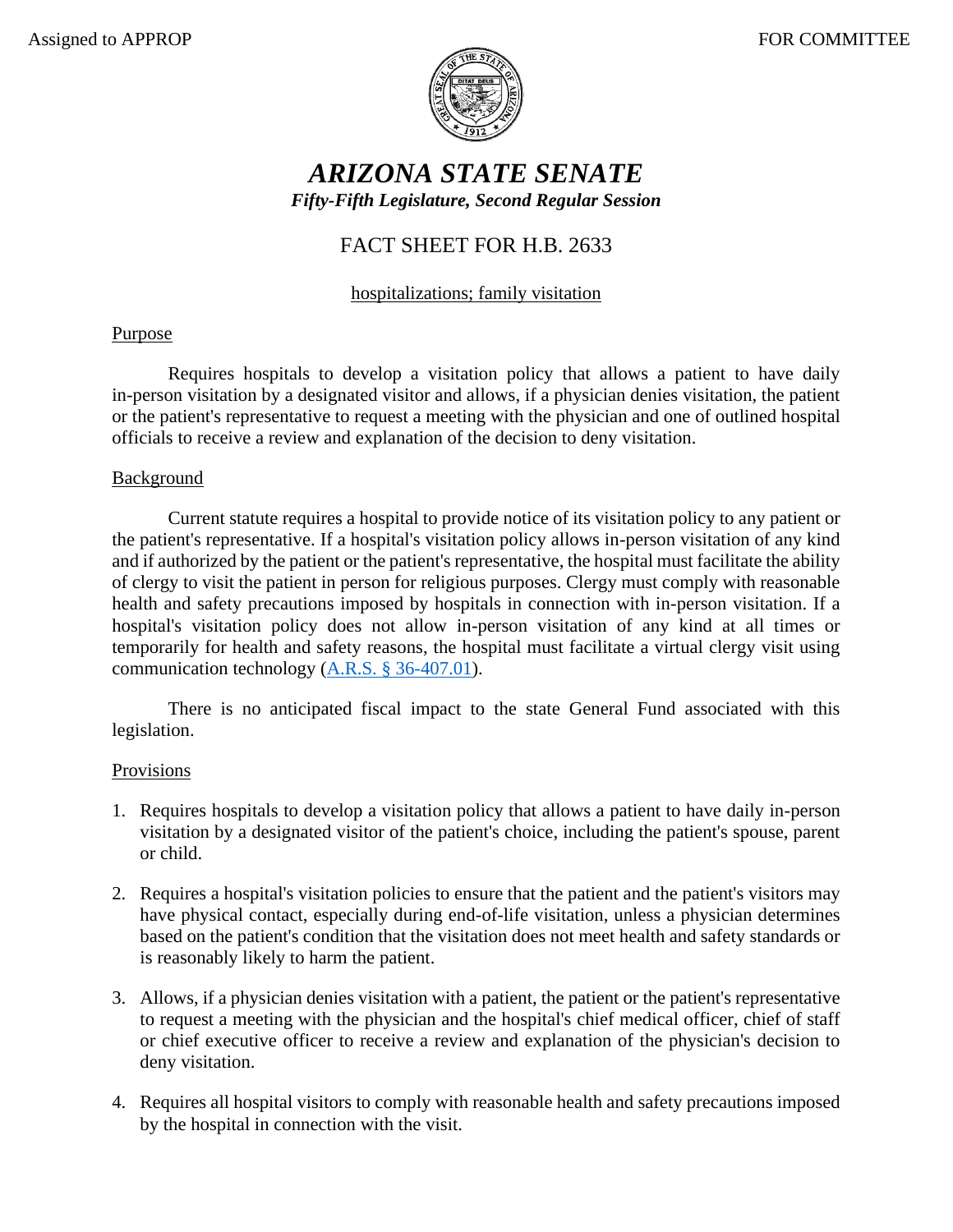Assigned to APPROP FOR COMMITTEE

# *ARIZONA STATE SENATE*

***Fifty-Fifth Legislature, Second Regular Session***

## FACT SHEET FOR H.B. 2633

hospitalizations; family visitation

### Purpose

Requires hospitals to develop a visitation policy that allows a patient to have daily in-person visitation by a designated visitor and allows, if a physician denies visitation, the patient or the patient's representative to request a meeting with the physician and one of outlined hospital officials to receive a review and explanation of the decision to deny visitation.

### Background

Current statute requires a hospital to provide notice of its visitation policy to any patient or the patient's representative. If a hospital's visitation policy allows in-person visitation of any kind and if authorized by the patient or the patient's representative, the hospital must facilitate the ability of clergy to visit the patient in person for religious purposes. Clergy must comply with reasonable health and safety precautions imposed by hospitals in connection with in-person visitation. If a hospital's visitation policy does not allow in-person visitation of any kind at all times or temporarily for health and safety reasons, the hospital must facilitate a virtual clergy visit using communication technology (A.R.S. § 36-407.01).

There is no anticipated fiscal impact to the state General Fund associated with this legislation.

### Provisions

1. Requires hospitals to develop a visitation policy that allows a patient to have daily in-person visitation by a designated visitor of the patient's choice, including the patient's spouse, parent or child.

2. Requires a hospital's visitation policies to ensure that the patient and the patient's visitors may have physical contact, especially during end-of-life visitation, unless a physician determines based on the patient's condition that the visitation does not meet health and safety standards or is reasonably likely to harm the patient.

3. Allows, if a physician denies visitation with a patient, the patient or the patient's representative to request a meeting with the physician and the hospital's chief medical officer, chief of staff or chief executive officer to receive a review and explanation of the physician's decision to deny visitation.

4. Requires all hospital visitors to comply with reasonable health and safety precautions imposed by the hospital in connection with the visit.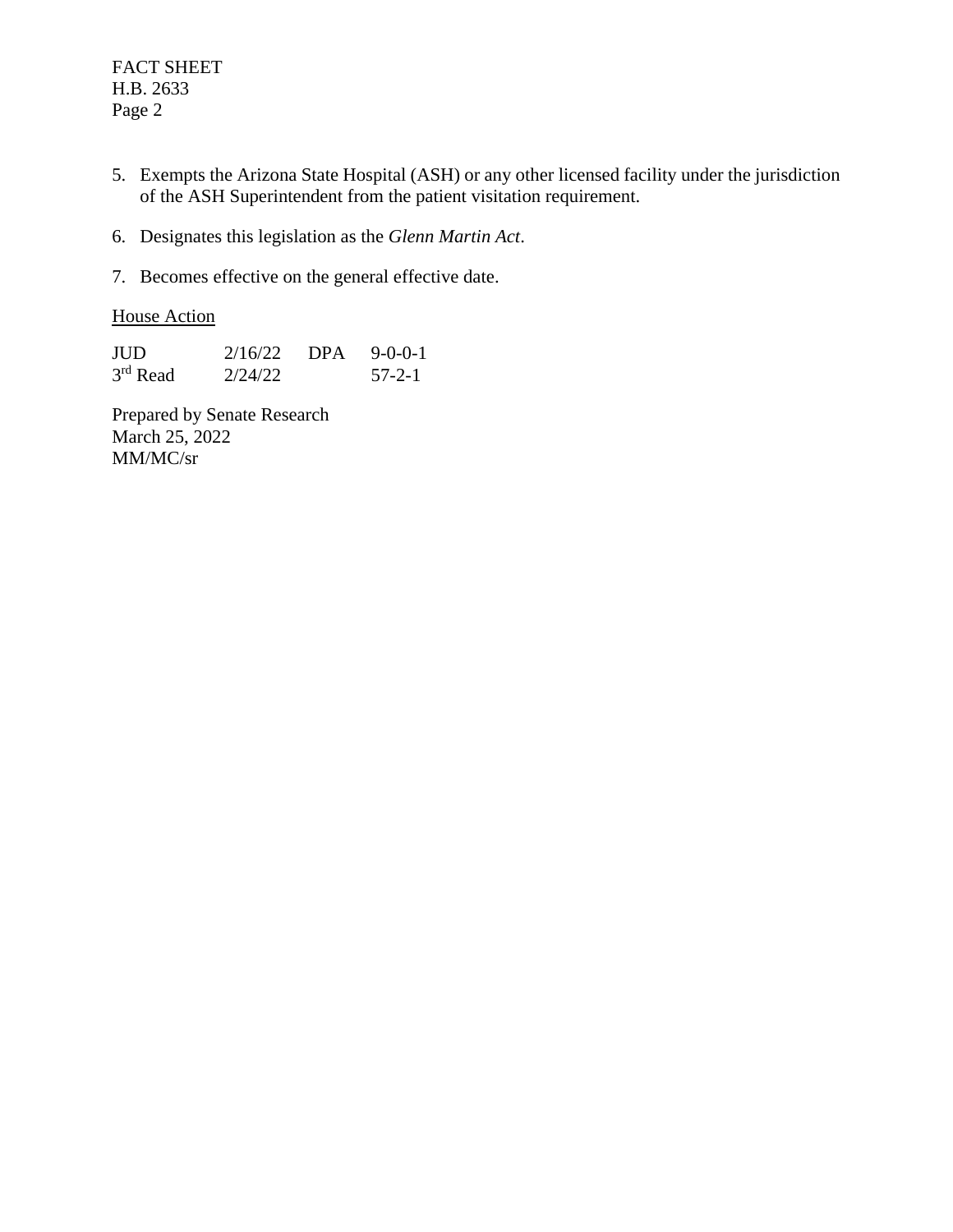5. Exempts the Arizona State Hospital (ASH) or any other licensed facility under the jurisdiction of the ASH Superintendent from the patient visitation requirement.

6. Designates this legislation as the *Glenn Martin Act*.

7. Becomes effective on the general effective date.

<u>House Action</u>

| | | | |
|---|---|---|---|
| JUD | 2/16/22 | DPA | 9-0-0-1 |
| 3rd Read | 2/24/22 | | 57-2-1 |

Prepared by Senate Research
March 25, 2022
MM/MC/sr